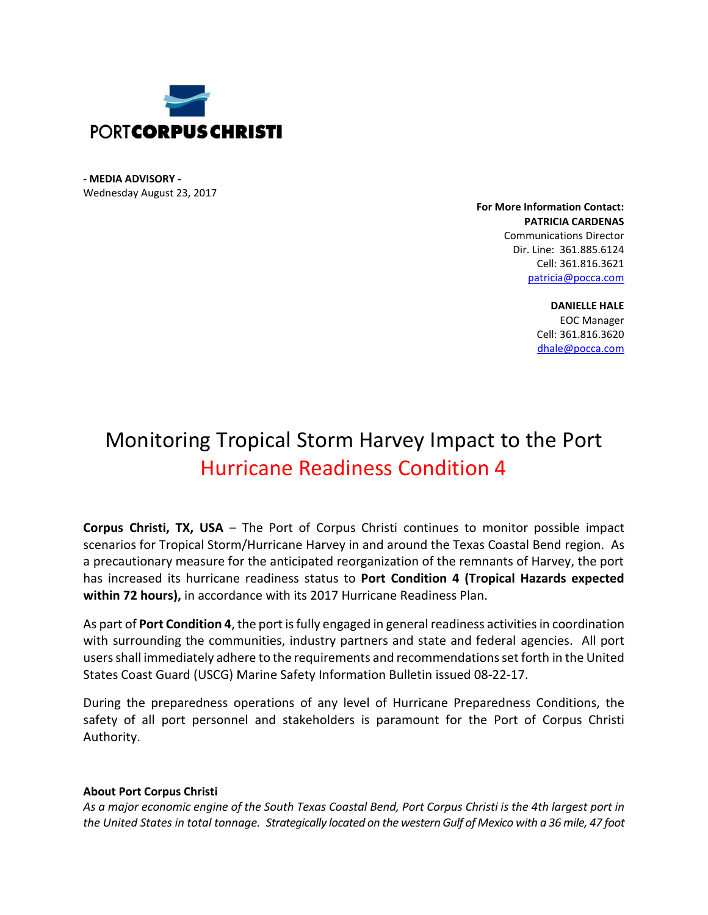PORTCORPUSCHRISTI

**- MEDIA ADVISORY -**
Wednesday August 23, 2017

**For More Information Contact:**
**PATRICIA CARDENAS**
Communications Director
Dir. Line: 361.885.6124
Cell: 361.816.3621
patricia@pocca.com

**DANIELLE HALE**
EOC Manager
Cell: 361.816.3620
dhale@pocca.com

# Monitoring Tropical Storm Harvey Impact to the Port
## Hurricane Readiness Condition 4

**Corpus Christi, TX, USA** – The Port of Corpus Christi continues to monitor possible impact scenarios for Tropical Storm/Hurricane Harvey in and around the Texas Coastal Bend region. As a precautionary measure for the anticipated reorganization of the remnants of Harvey, the port has increased its hurricane readiness status to **Port Condition 4 (Tropical Hazards expected within 72 hours),** in accordance with its 2017 Hurricane Readiness Plan.

As part of **Port Condition 4**, the port is fully engaged in general readiness activities in coordination with surrounding the communities, industry partners and state and federal agencies. All port users shall immediately adhere to the requirements and recommendations set forth in the United States Coast Guard (USCG) Marine Safety Information Bulletin issued 08-22-17.

During the preparedness operations of any level of Hurricane Preparedness Conditions, the safety of all port personnel and stakeholders is paramount for the Port of Corpus Christi Authority.

**About Port Corpus Christi**
*As a major economic engine of the South Texas Coastal Bend, Port Corpus Christi is the 4th largest port in the United States in total tonnage. Strategically located on the western Gulf of Mexico with a 36 mile, 47 foot*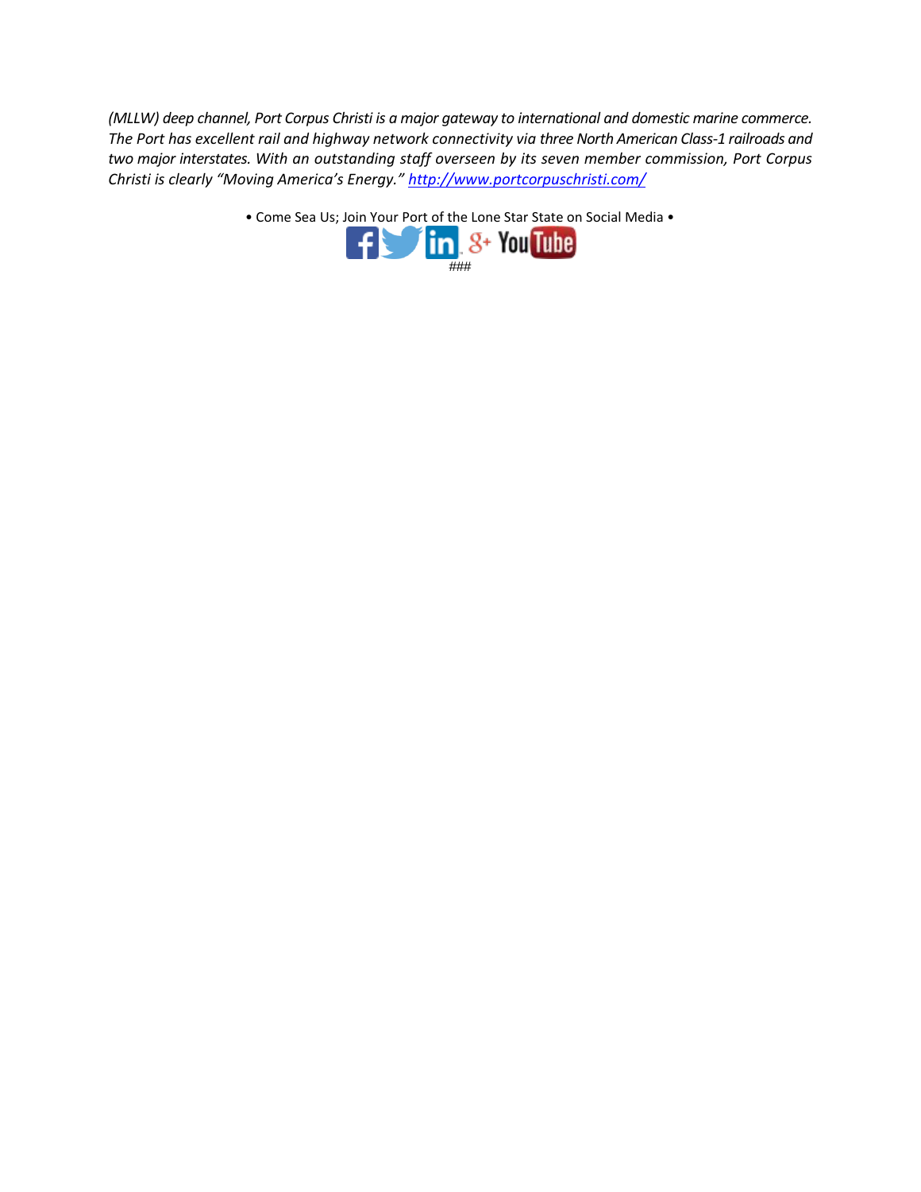*(MLLW) deep channel, Port Corpus Christi is a major gateway to international and domestic marine commerce. The Port has excellent rail and highway network connectivity via three North American Class-1 railroads and two major interstates. With an outstanding staff overseen by its seven member commission, Port Corpus Christi is clearly "Moving America's Energy."* [http://www.portcorpuschristi.com/](http://www.portcorpuschristi.com/)

• Come Sea Us; Join Your Port of the Lone Star State on Social Media •

###